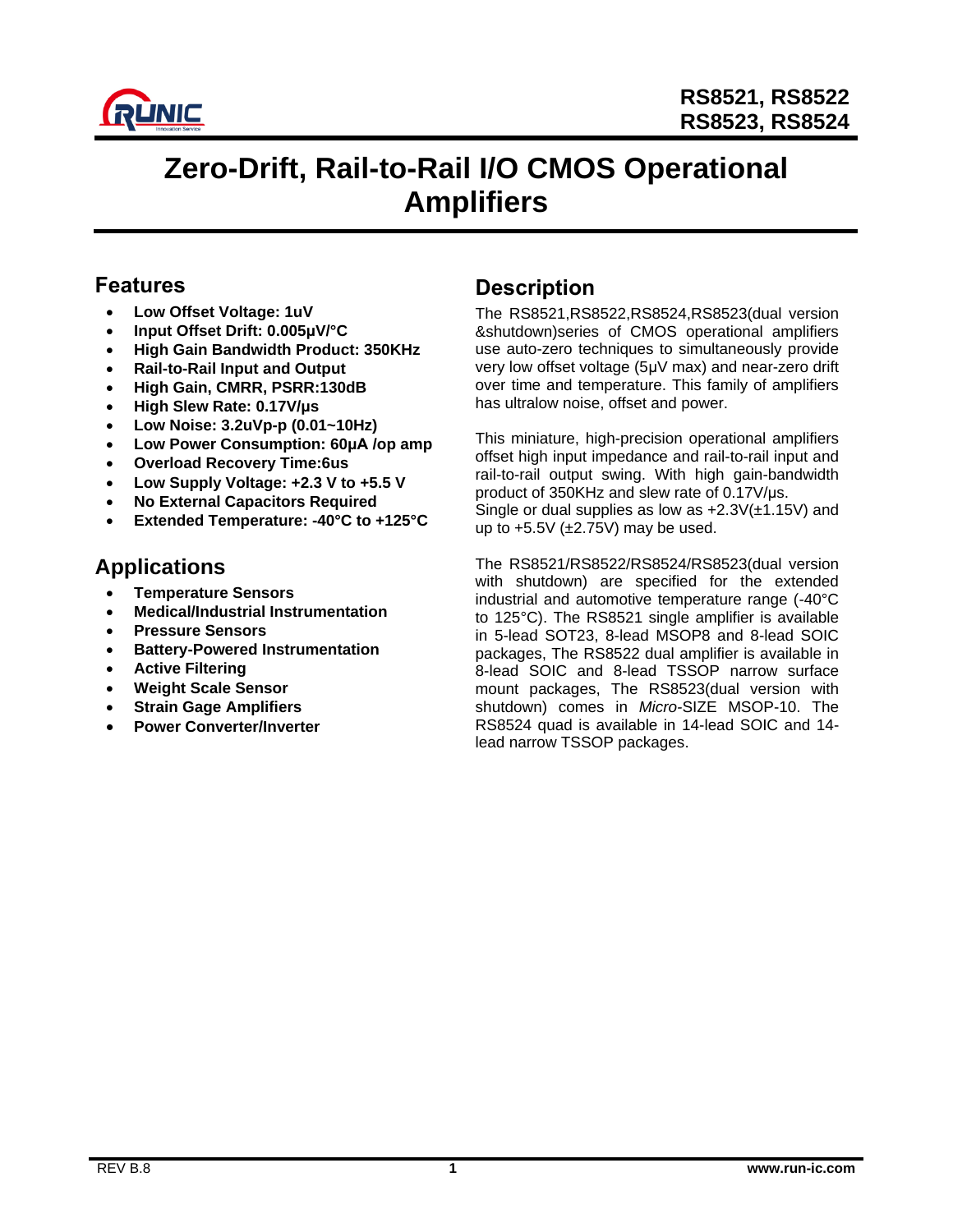RS8521, RS8522
RS8523, RS8524

# Zero-Drift, Rail-to-Rail I/O CMOS Operational Amplifiers

## Features

- **Low Offset Voltage: 1uV**
- **Input Offset Drift: 0.005µV/°C**
- **High Gain Bandwidth Product: 350KHz**
- **Rail-to-Rail Input and Output**
- **High Gain, CMRR, PSRR:130dB**
- **High Slew Rate: 0.17V/µs**
- **Low Noise: 3.2uVp-p (0.01~10Hz)**
- **Low Power Consumption: 60µA /op amp**
- **Overload Recovery Time:6us**
- **Low Supply Voltage: +2.3 V to +5.5 V**
- **No External Capacitors Required**
- **Extended Temperature: -40°C to +125°C**

## Applications

- **Temperature Sensors**
- **Medical/Industrial Instrumentation**
- **Pressure Sensors**
- **Battery-Powered Instrumentation**
- **Active Filtering**
- **Weight Scale Sensor**
- **Strain Gage Amplifiers**
- **Power Converter/Inverter**

## Description

The RS8521,RS8522,RS8524,RS8523(dual version &shutdown)series of CMOS operational amplifiers use auto-zero techniques to simultaneously provide very low offset voltage (5µV max) and near-zero drift over time and temperature. This family of amplifiers has ultralow noise, offset and power.

This miniature, high-precision operational amplifiers offset high input impedance and rail-to-rail input and rail-to-rail output swing. With high gain-bandwidth product of 350KHz and slew rate of 0.17V/µs. Single or dual supplies as low as +2.3V(±1.15V) and up to +5.5V (±2.75V) may be used.

The RS8521/RS8522/RS8524/RS8523(dual version with shutdown) are specified for the extended industrial and automotive temperature range (-40°C to 125°C). The RS8521 single amplifier is available in 5-lead SOT23, 8-lead MSOP8 and 8-lead SOIC packages, The RS8522 dual amplifier is available in 8-lead SOIC and 8-lead TSSOP narrow surface mount packages, The RS8523(dual version with shutdown) comes in *Micro*-SIZE MSOP-10. The RS8524 quad is available in 14-lead SOIC and 14-lead narrow TSSOP packages.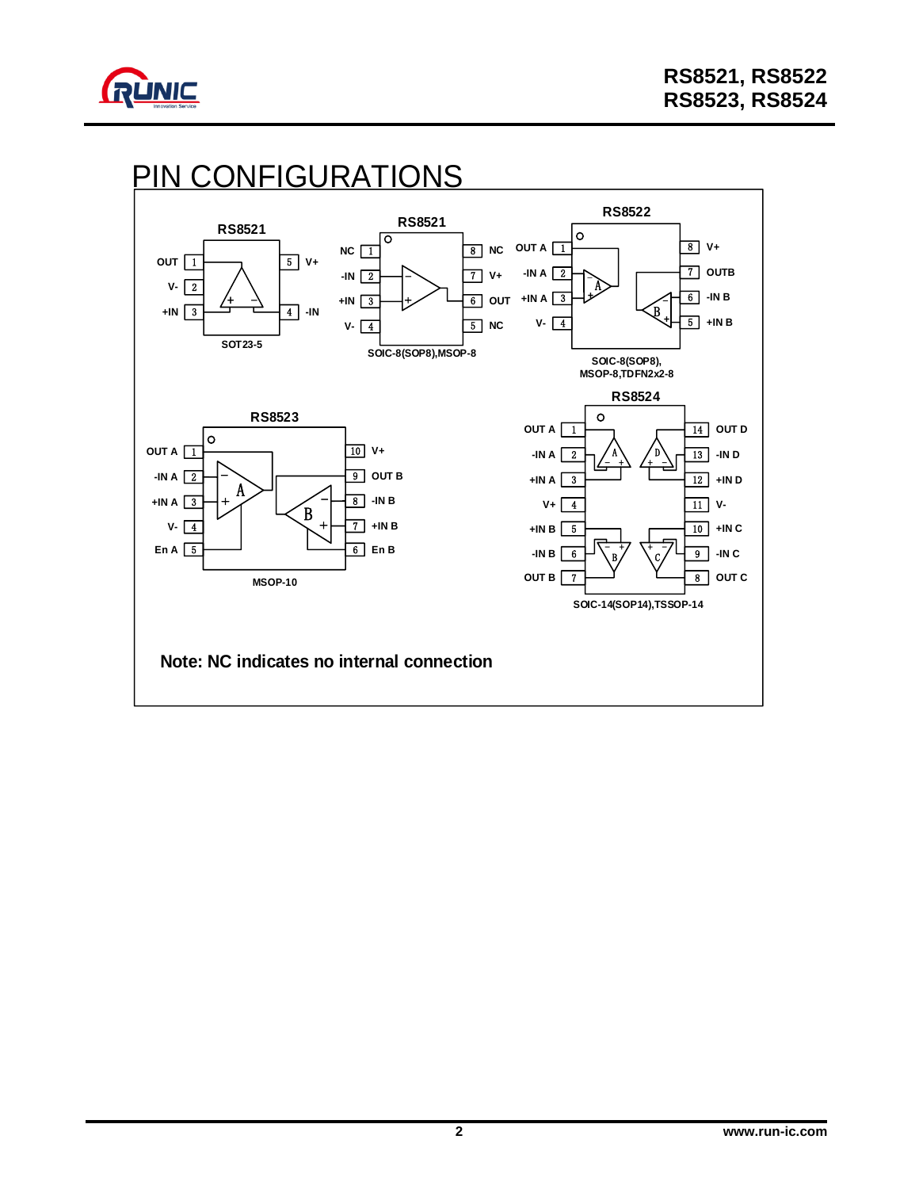# PIN CONFIGURATIONS

RS8521

OUT 1
V- 2
+IN 3
5 V+
4 -IN

SOT23-5

RS8521

NC 1
-IN 2
+IN 3
V- 4
8 NC
7 V+
6 OUT
5 NC

SOIC-8(SOP8),MSOP-8

RS8522

OUT A 1
-IN A 2
+IN A 3
V- 4
8 V+
7 OUTB
6 -IN B
5 +IN B

SOIC-8(SOP8), MSOP-8,TDFN2x2-8

RS8523

OUT A 1
-IN A 2
+IN A 3
V- 4
En A 5
10 V+
9 OUT B
8 -IN B
7 +IN B
6 En B

MSOP-10

RS8524

OUT A 1
-IN A 2
+IN A 3
V+ 4
+IN B 5
-IN B 6
OUT B 7
14 OUT D
13 -IN D
12 +IN D
11 V-
10 +IN C
9 -IN C
8 OUT C

SOIC-14(SOP14),TSSOP-14

**Note: NC indicates no internal connection**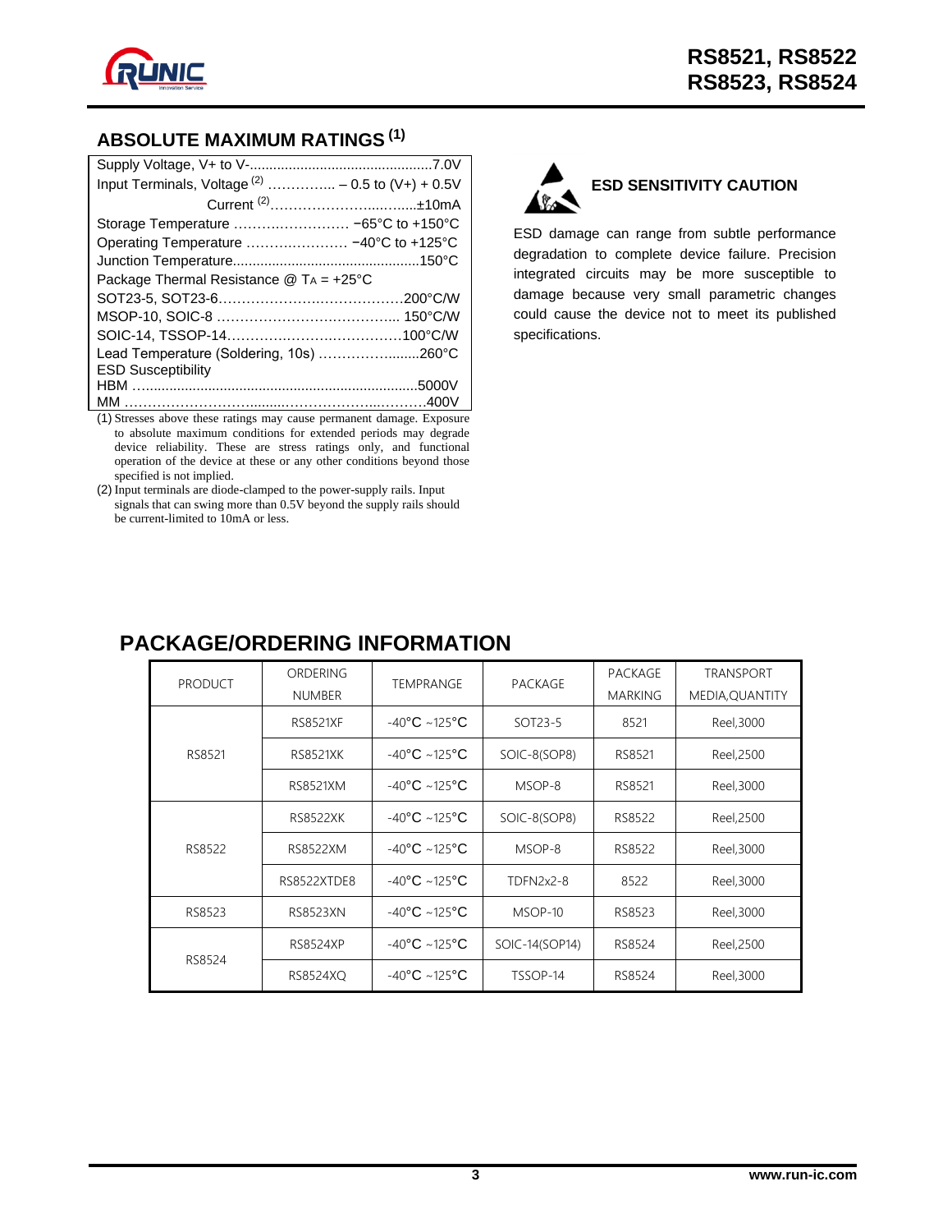## ABSOLUTE MAXIMUM RATINGS (1)

Supply Voltage, V+ to V-...............................................7.0V
Input Terminals, Voltage (2) ............... – 0.5 to (V+) + 0.5V
Current (2).........................................±10mA
Storage Temperature .......................... −65°C to +150°C
Operating Temperature ...................... −40°C to +125°C
Junction Temperature.................................................150°C
Package Thermal Resistance @ $T_A$ = +25°C
SOT23-5, SOT23-6.........................................200°C/W
MSOP-10, SOIC-8 ......................................... 150°C/W
SOIC-14, TSSOP-14.......................................100°C/W
Lead Temperature (Soldering, 10s) ..........................260°C
ESD Susceptibility
HBM .........................................................................5000V
MM ...........................................................................400V

(1) Stresses above these ratings may cause permanent damage. Exposure to absolute maximum conditions for extended periods may degrade device reliability. These are stress ratings only, and functional operation of the device at these or any other conditions beyond those specified is not implied.

(2) Input terminals are diode-clamped to the power-supply rails. Input signals that can swing more than 0.5V beyond the supply rails should be current-limited to 10mA or less.

### ESD SENSITIVITY CAUTION

ESD damage can range from subtle performance degradation to complete device failure. Precision integrated circuits may be more susceptible to damage because very small parametric changes could cause the device not to meet its published specifications.

## PACKAGE/ORDERING INFORMATION

| PRODUCT | ORDERING NUMBER | TEMPRANGE | PACKAGE | PACKAGE MARKING | TRANSPORT MEDIA,QUANTITY |
|---|---|---|---|---|---|
| RS8521 | RS8521XF | -40°C ~125°C | SOT23-5 | 8521 | Reel,3000 |
| | RS8521XK | -40°C ~125°C | SOIC-8(SOP8) | RS8521 | Reel,2500 |
| | RS8521XM | -40°C ~125°C | MSOP-8 | RS8521 | Reel,3000 |
| RS8522 | RS8522XK | -40°C ~125°C | SOIC-8(SOP8) | RS8522 | Reel,2500 |
| | RS8522XM | -40°C ~125°C | MSOP-8 | RS8522 | Reel,3000 |
| | RS8522XTDE8 | -40°C ~125°C | TDFN2x2-8 | 8522 | Reel,3000 |
| RS8523 | RS8523XN | -40°C ~125°C | MSOP-10 | RS8523 | Reel,3000 |
| RS8524 | RS8524XP | -40°C ~125°C | SOIC-14(SOP14) | RS8524 | Reel,2500 |
| | RS8524XQ | -40°C ~125°C | TSSOP-14 | RS8524 | Reel,3000 |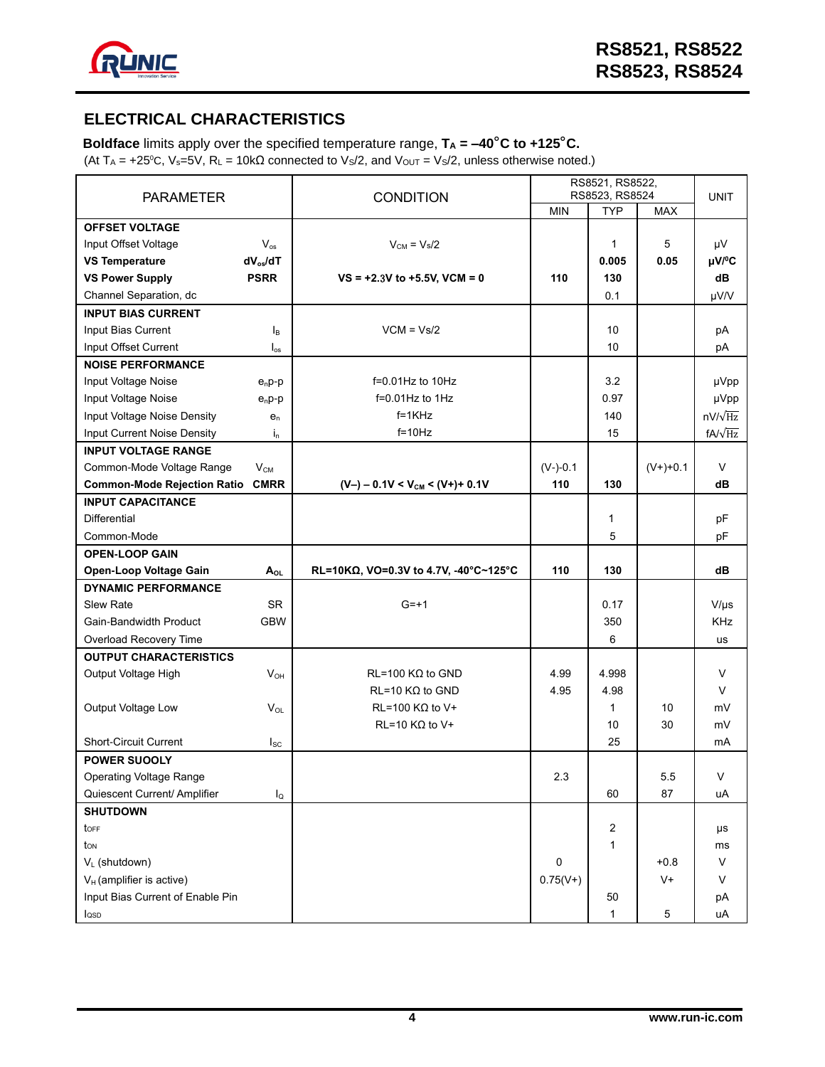## ELECTRICAL CHARACTERISTICS

**Boldface** limits apply over the specified temperature range, **$T_A$ = –40°C to +125°C.**
(At $T_A$ = +25°C, $V_s$=5V, $R_L$ = 10kΩ connected to $V_S$/2, and $V_{OUT}$ = $V_S$/2, unless otherwise noted.)

| PARAMETER | | CONDITION | RS8521, RS8522, RS8523, RS8524 | | | UNIT |
|---|---|---|---|---|---|---|
| | | | MIN | TYP | MAX | |
| **OFFSET VOLTAGE** | | | | | | |
| Input Offset Voltage | $V_{os}$ | $V_{CM}$ = $V_S$/2 | | 1 | 5 | µV |
| **VS Temperature** | **$dV_{os}/dT$** | | | **0.005** | **0.05** | **µV/°C** |
| **VS Power Supply** | **PSRR** | **VS = +2.3V to +5.5V, VCM = 0** | **110** | **130** | | **dB** |
| Channel Separation, dc | | | | 0.1 | | µV/V |
| **INPUT BIAS CURRENT** | | | | | | |
| Input Bias Current | $I_B$ | VCM = Vs/2 | | 10 | | pA |
| Input Offset Current | $I_{os}$ | | | 10 | | pA |
| **NOISE PERFORMANCE** | | | | | | |
| Input Voltage Noise | $e_n$p-p | f=0.01Hz to 10Hz | | 3.2 | | µVpp |
| Input Voltage Noise | $e_n$p-p | f=0.01Hz to 1Hz | | 0.97 | | µVpp |
| Input Voltage Noise Density | $e_n$ | f=1KHz | | 140 | | nV/√Hz |
| Input Current Noise Density | $i_n$ | f=10Hz | | 15 | | fA/√Hz |
| **INPUT VOLTAGE RANGE** | | | | | | |
| Common-Mode Voltage Range | $V_{CM}$ | | (V-)-0.1 | | (V+)+0.1 | V |
| **Common-Mode Rejection Ratio** | **CMRR** | **(V–) – 0.1V < $V_{CM}$ < (V+)+ 0.1V** | **110** | **130** | | **dB** |
| **INPUT CAPACITANCE** | | | | | | |
| Differential | | | | 1 | | pF |
| Common-Mode | | | | 5 | | pF |
| **OPEN-LOOP GAIN** | | | | | | |
| **Open-Loop Voltage Gain** | **$A_{OL}$** | **RL=10KΩ, VO=0.3V to 4.7V, -40°C~125°C** | **110** | **130** | | **dB** |
| **DYNAMIC PERFORMANCE** | | | | | | |
| Slew Rate | SR | G=+1 | | 0.17 | | V/µs |
| Gain-Bandwidth Product | GBW | | | 350 | | KHz |
| Overload Recovery Time | | | | 6 | | us |
| **OUTPUT CHARACTERISTICS** | | | | | | |
| Output Voltage High | $V_{OH}$ | RL=100 KΩ to GND | 4.99 | 4.998 | | V |
| | | RL=10 KΩ to GND | 4.95 | 4.98 | | V |
| Output Voltage Low | $V_{OL}$ | RL=100 KΩ to V+ | | 1 | 10 | mV |
| | | RL=10 KΩ to V+ | | 10 | 30 | mV |
| Short-Circuit Current | $I_{SC}$ | | | 25 | | mA |
| **POWER SUOOLY** | | | | | | |
| Operating Voltage Range | | | 2.3 | | 5.5 | V |
| Quiescent Current/ Amplifier | $I_Q$ | | | 60 | 87 | uA |
| **SHUTDOWN** | | | | | | |
| $t_{OFF}$ | | | | 2 | | µs |
| $t_{ON}$ | | | | 1 | | ms |
| $V_L$ (shutdown) | | | 0 | | +0.8 | V |
| $V_H$ (amplifier is active) | | | 0.75(V+) | | V+ | V |
| Input Bias Current of Enable Pin | | | | 50 | | pA |
| $I_{QSD}$ | | | | 1 | 5 | uA |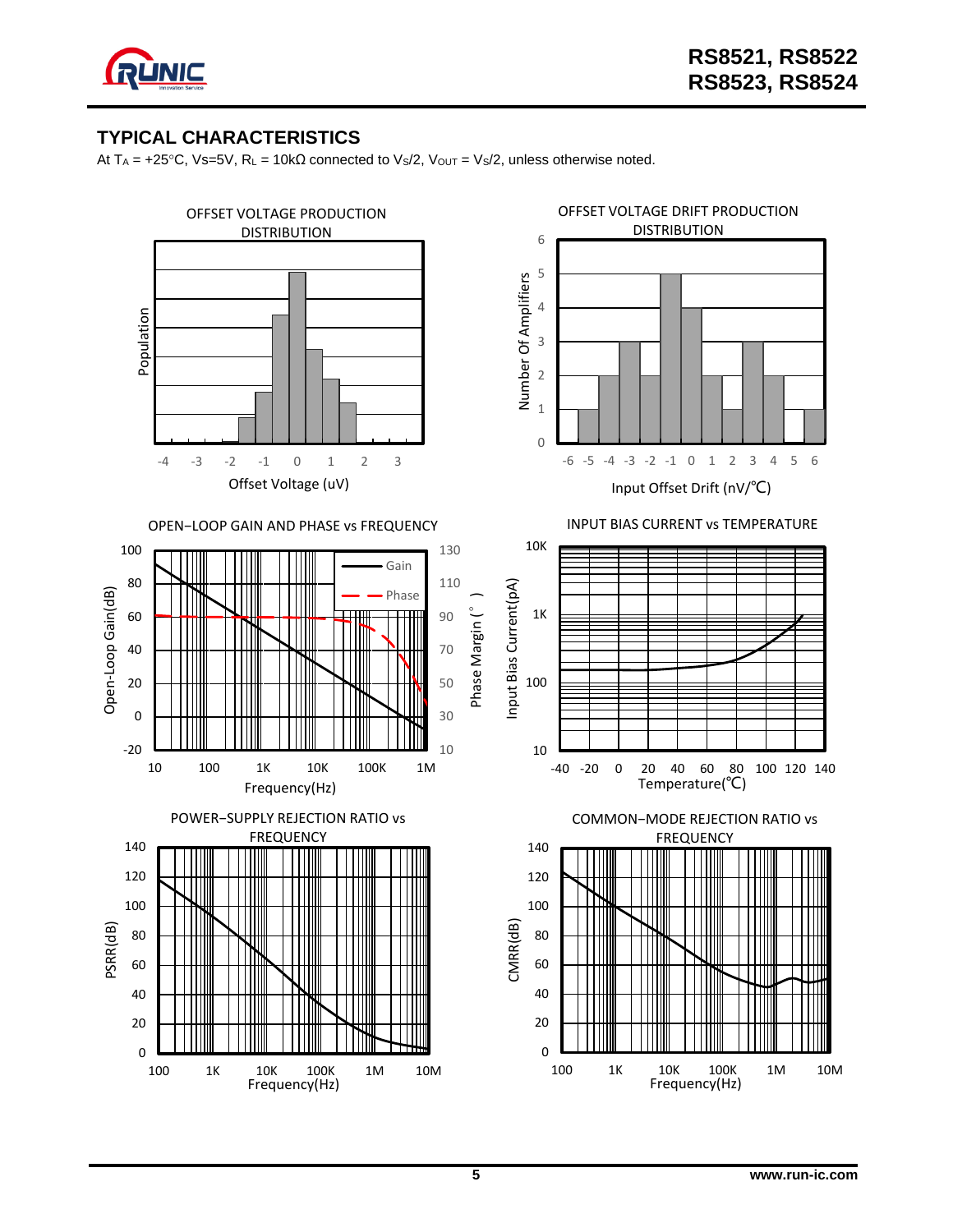## TYPICAL CHARACTERISTICS

At $T_A$ = +25°C, Vs=5V, $R_L$ = 10kΩ connected to $V_S/2$, $V_{OUT}$ = $V_S/2$, unless otherwise noted.

OFFSET VOLTAGE PRODUCTION DISTRIBUTION

Population

-4 -3 -2 -1 0 1 2 3

Offset Voltage (uV)

OFFSET VOLTAGE DRIFT PRODUCTION DISTRIBUTION

Number Of Amplifiers

0 1 2 3 4 5 6

-6 -5 -4 -3 -2 -1 0 1 2 3 4 5 6

Input Offset Drift (nV/℃)

OPEN−LOOP GAIN AND PHASE vs FREQUENCY

Open-Loop Gain(dB)

-20 0 20 40 60 80 100

Phase Margin ( ° )

10 30 50 70 90 110 130

Gain

Phase

10 100 1K 10K 100K 1M

Frequency(Hz)

INPUT BIAS CURRENT vs TEMPERATURE

Input Bias Current(pA)

10 100 1K 10K

-40 -20 0 20 40 60 80 100 120 140

Temperature(℃)

POWER−SUPPLY REJECTION RATIO vs FREQUENCY

PSRR(dB)

0 20 40 60 80 100 120 140

100 1K 10K 100K 1M 10M

Frequency(Hz)

COMMON−MODE REJECTION RATIO vs FREQUENCY

CMRR(dB)

0 20 40 60 80 100 120 140

100 1K 10K 100K 1M 10M

Frequency(Hz)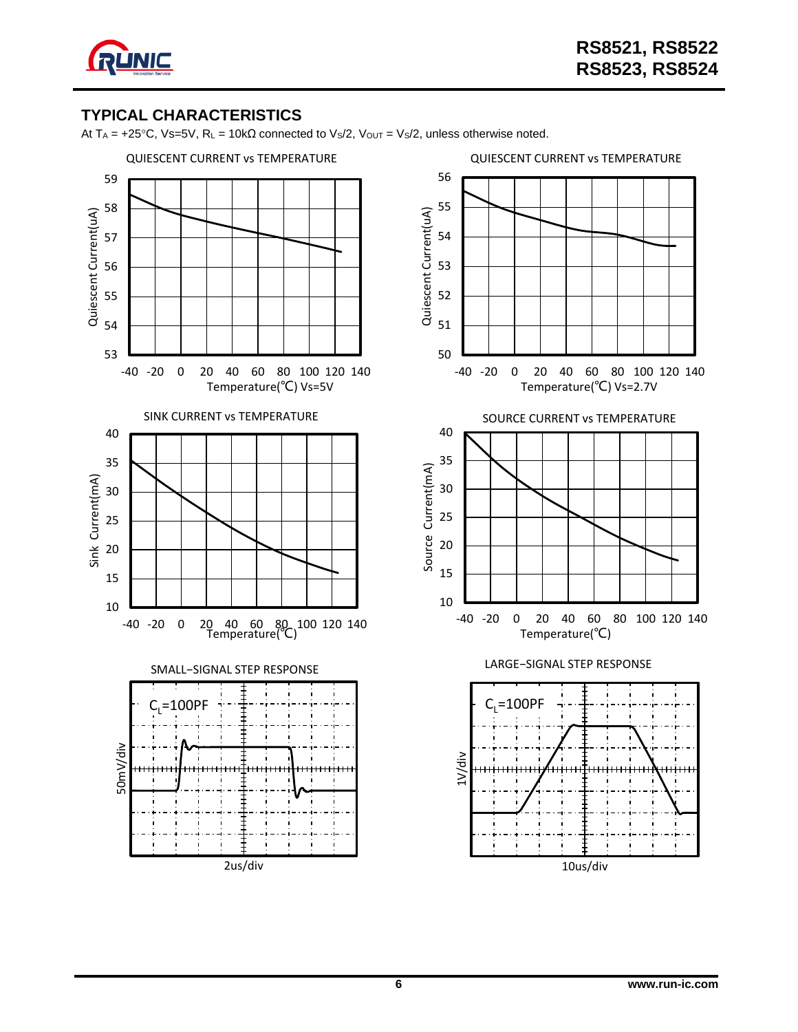## TYPICAL CHARACTERISTICS

At $T_A$ = +25°C, Vs=5V, $R_L$ = 10kΩ connected to $V_S/2$, $V_{OUT}$ = $V_S/2$, unless otherwise noted.

QUIESCENT CURRENT vs TEMPERATURE

Quiescent Current(uA)

59
58
57
56
55
54
53

-40 -20 0 20 40 60 80 100 120 140

Temperature(℃) Vs=5V

QUIESCENT CURRENT vs TEMPERATURE

Quiescent Current(uA)

56
55
54
53
52
51
50

-40 -20 0 20 40 60 80 100 120 140

Temperature(℃) Vs=2.7V

SINK CURRENT vs TEMPERATURE

Sink Current(mA)

40
35
30
25
20
15
10

-40 -20 0 20 40 60 80 100 120 140

Temperature(℃)

SOURCE CURRENT vs TEMPERATURE

Source Current(mA)

40
35
30
25
20
15
10

-40 -20 0 20 40 60 80 100 120 140

Temperature(℃)

SMALL−SIGNAL STEP RESPONSE

$C_L$=100PF

50mV/div

2us/div

LARGE−SIGNAL STEP RESPONSE

$C_L$=100PF

1V/div

10us/div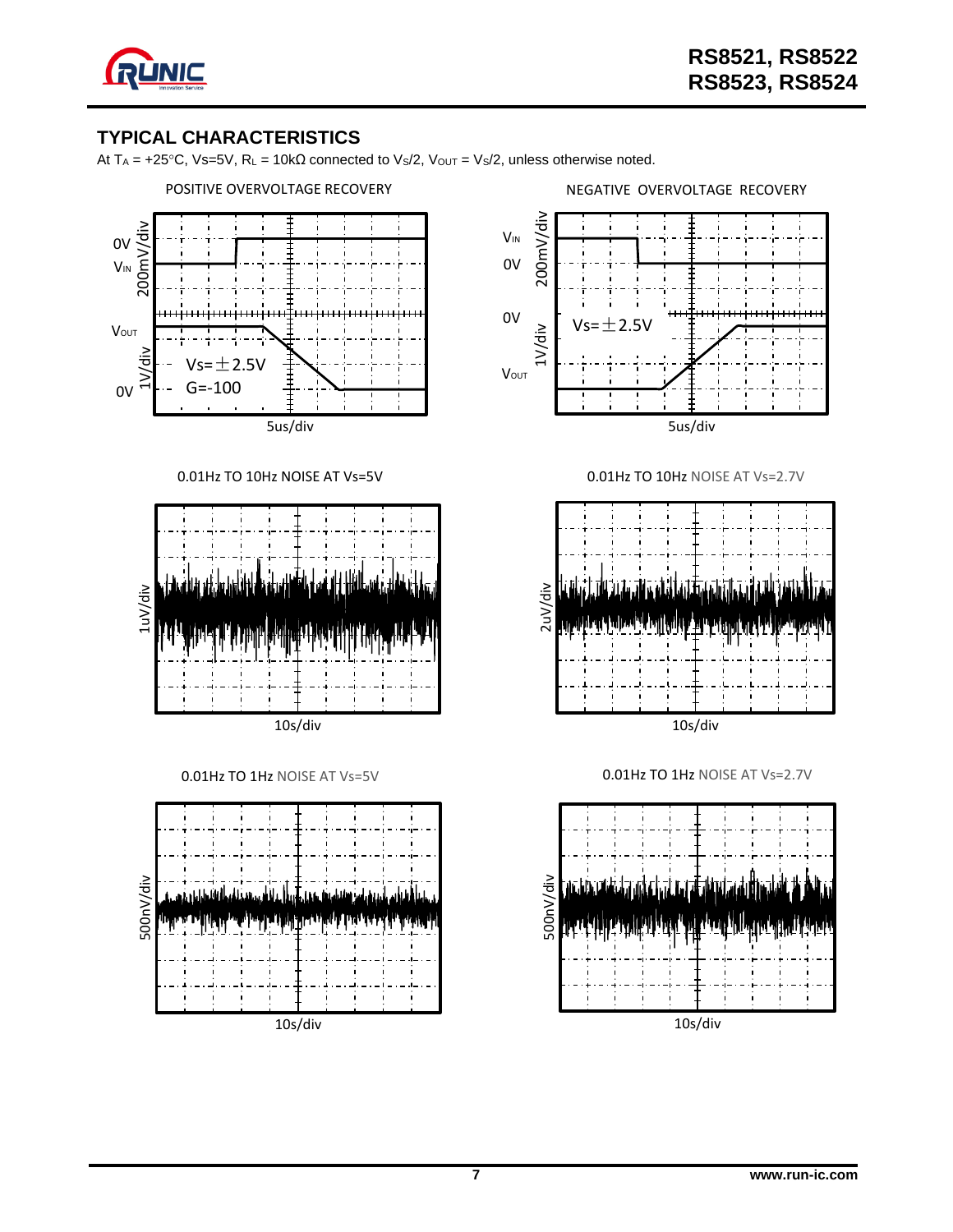## TYPICAL CHARACTERISTICS

At $T_A$ = +25°C, Vs=5V, $R_L$ = 10kΩ connected to $V_S/2$, $V_{OUT}$ = $V_S/2$, unless otherwise noted.

POSITIVE OVERVOLTAGE RECOVERY

0V
$V_{IN}$
200mV/div
$V_{OUT}$
1V/div
0V
Vs=±2.5V
G=-100
5us/div

NEGATIVE OVERVOLTAGE RECOVERY

$V_{IN}$
0V
200mV/div
0V
1V/div
$V_{OUT}$
Vs=±2.5V
5us/div

0.01Hz TO 10Hz NOISE AT Vs=5V

1uV/div
10s/div

0.01Hz TO 10Hz NOISE AT Vs=2.7V

2uV/div
10s/div

0.01Hz TO 1Hz NOISE AT Vs=5V

500nV/div
10s/div

0.01Hz TO 1Hz NOISE AT Vs=2.7V

500nV/div
10s/div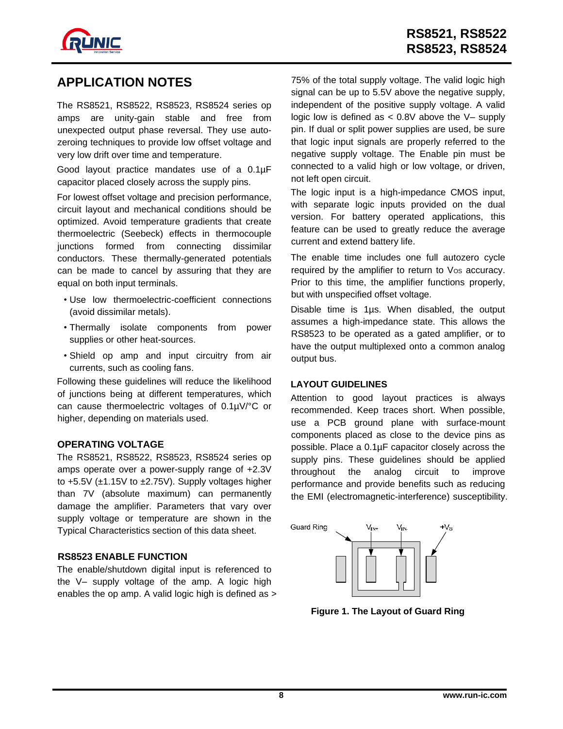## APPLICATION NOTES

The RS8521, RS8522, RS8523, RS8524 series op amps are unity-gain stable and free from unexpected output phase reversal. They use auto-zeroing techniques to provide low offset voltage and very low drift over time and temperature.

Good layout practice mandates use of a 0.1µF capacitor placed closely across the supply pins.

For lowest offset voltage and precision performance, circuit layout and mechanical conditions should be optimized. Avoid temperature gradients that create thermoelectric (Seebeck) effects in thermocouple junctions formed from connecting dissimilar conductors. These thermally-generated potentials can be made to cancel by assuring that they are equal on both input terminals.

- Use low thermoelectric-coefficient connections (avoid dissimilar metals).
- Thermally isolate components from power supplies or other heat-sources.
- Shield op amp and input circuitry from air currents, such as cooling fans.

Following these guidelines will reduce the likelihood of junctions being at different temperatures, which can cause thermoelectric voltages of 0.1µV/°C or higher, depending on materials used.

### OPERATING VOLTAGE

The RS8521, RS8522, RS8523, RS8524 series op amps operate over a power-supply range of +2.3V to +5.5V (±1.15V to ±2.75V). Supply voltages higher than 7V (absolute maximum) can permanently damage the amplifier. Parameters that vary over supply voltage or temperature are shown in the Typical Characteristics section of this data sheet.

### RS8523 ENABLE FUNCTION

The enable/shutdown digital input is referenced to the V– supply voltage of the amp. A logic high enables the op amp. A valid logic high is defined as > 75% of the total supply voltage. The valid logic high signal can be up to 5.5V above the negative supply, independent of the positive supply voltage. A valid logic low is defined as < 0.8V above the V– supply pin. If dual or split power supplies are used, be sure that logic input signals are properly referred to the negative supply voltage. The Enable pin must be connected to a valid high or low voltage, or driven, not left open circuit.

The logic input is a high-impedance CMOS input, with separate logic inputs provided on the dual version. For battery operated applications, this feature can be used to greatly reduce the average current and extend battery life.

The enable time includes one full autozero cycle required by the amplifier to return to $V_{OS}$ accuracy. Prior to this time, the amplifier functions properly, but with unspecified offset voltage.

Disable time is 1µs. When disabled, the output assumes a high-impedance state. This allows the RS8523 to be operated as a gated amplifier, or to have the output multiplexed onto a common analog output bus.

### LAYOUT GUIDELINES

Attention to good layout practices is always recommended. Keep traces short. When possible, use a PCB ground plane with surface-mount components placed as close to the device pins as possible. Place a 0.1µF capacitor closely across the supply pins. These guidelines should be applied throughout the analog circuit to improve performance and provide benefits such as reducing the EMI (electromagnetic-interference) susceptibility.

Guard Ring

$V_{IN+}$

$V_{IN-}$

$+V_S$

**Figure 1. The Layout of Guard Ring**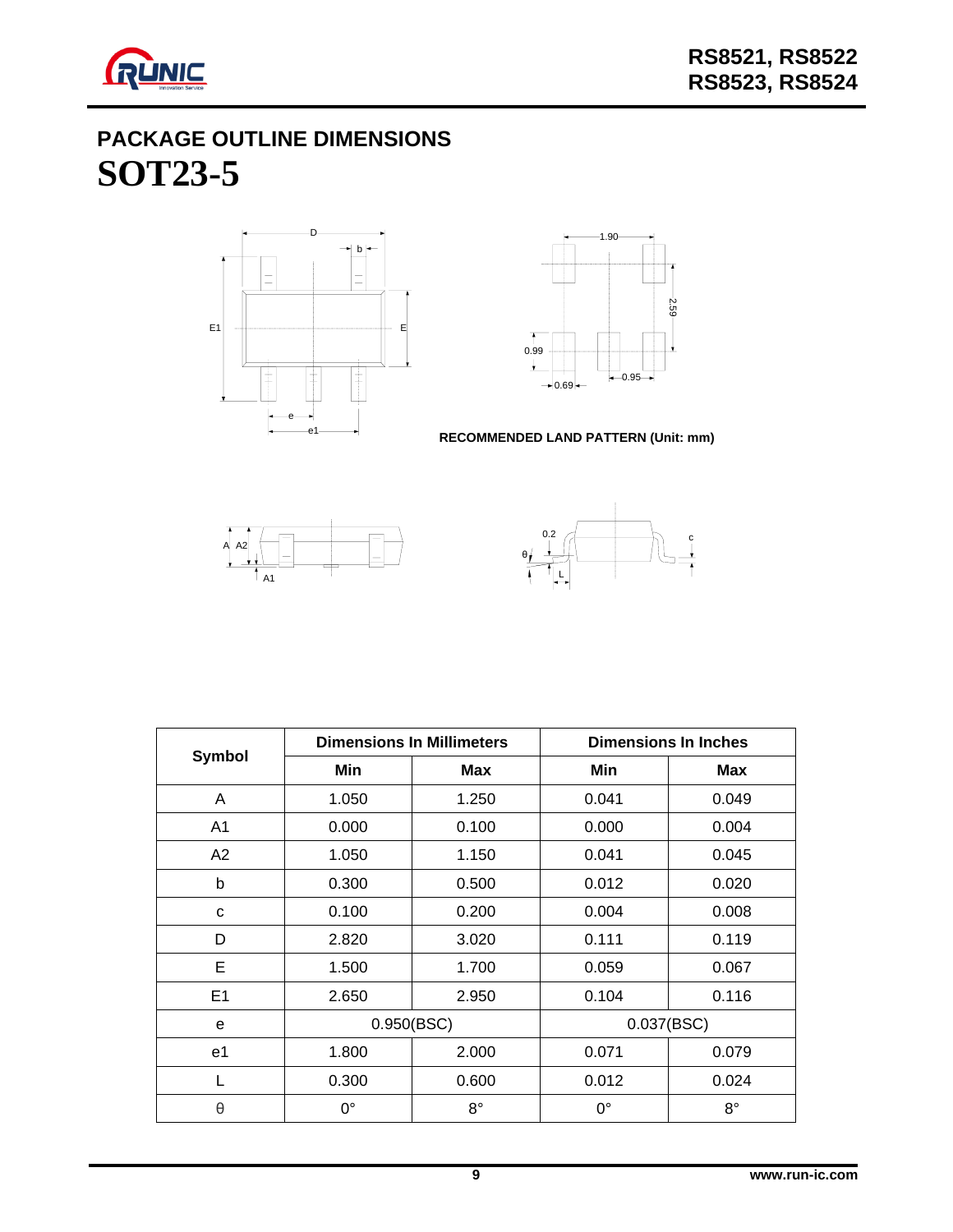## PACKAGE OUTLINE DIMENSIONS

# SOT23-5

D
b
E1
E
e
e1

1.90
2.59
0.99
0.69
0.95

**RECOMMENDED LAND PATTERN (Unit: mm)**

A
A2
A1

0.2
θ
L
c

| Symbol | Dimensions In Millimeters | | Dimensions In Inches | |
|---|---|---|---|---|
| | Min | Max | Min | Max |
| A | 1.050 | 1.250 | 0.041 | 0.049 |
| A1 | 0.000 | 0.100 | 0.000 | 0.004 |
| A2 | 1.050 | 1.150 | 0.041 | 0.045 |
| b | 0.300 | 0.500 | 0.012 | 0.020 |
| c | 0.100 | 0.200 | 0.004 | 0.008 |
| D | 2.820 | 3.020 | 0.111 | 0.119 |
| E | 1.500 | 1.700 | 0.059 | 0.067 |
| E1 | 2.650 | 2.950 | 0.104 | 0.116 |
| e | 0.950(BSC) | | 0.037(BSC) | |
| e1 | 1.800 | 2.000 | 0.071 | 0.079 |
| L | 0.300 | 0.600 | 0.012 | 0.024 |
| θ | 0° | 8° | 0° | 8° |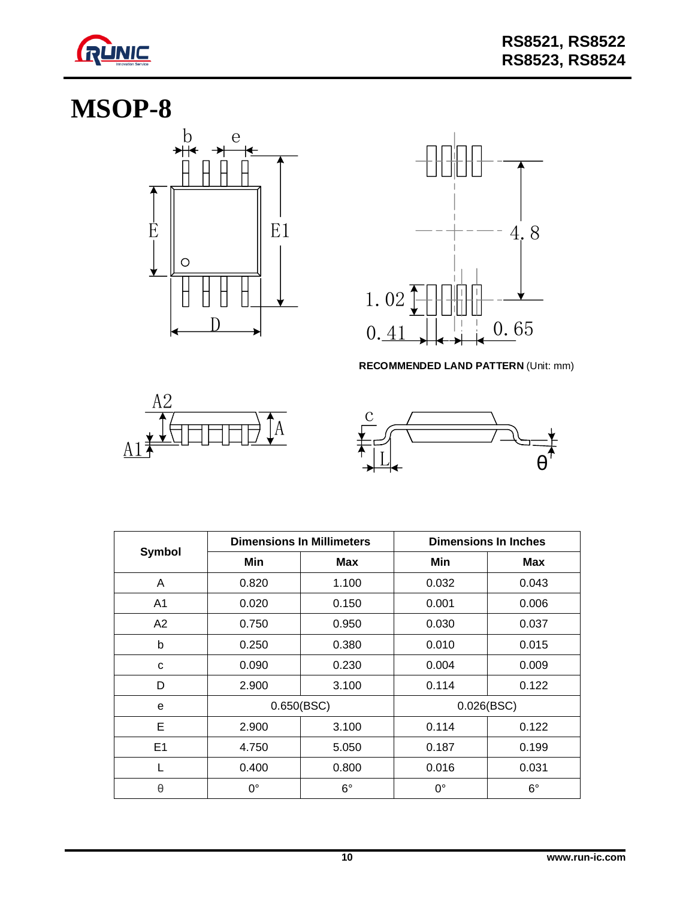# MSOP-8

**RECOMMENDED LAND PATTERN** (Unit: mm)

| Symbol | Dimensions In Millimeters | | Dimensions In Inches | |
|---|---|---|---|---|
| | Min | Max | Min | Max |
| A | 0.820 | 1.100 | 0.032 | 0.043 |
| A1 | 0.020 | 0.150 | 0.001 | 0.006 |
| A2 | 0.750 | 0.950 | 0.030 | 0.037 |
| b | 0.250 | 0.380 | 0.010 | 0.015 |
| c | 0.090 | 0.230 | 0.004 | 0.009 |
| D | 2.900 | 3.100 | 0.114 | 0.122 |
| e | 0.650(BSC) | | 0.026(BSC) | |
| E | 2.900 | 3.100 | 0.114 | 0.122 |
| E1 | 4.750 | 5.050 | 0.187 | 0.199 |
| L | 0.400 | 0.800 | 0.016 | 0.031 |
| θ | 0° | 6° | 0° | 6° |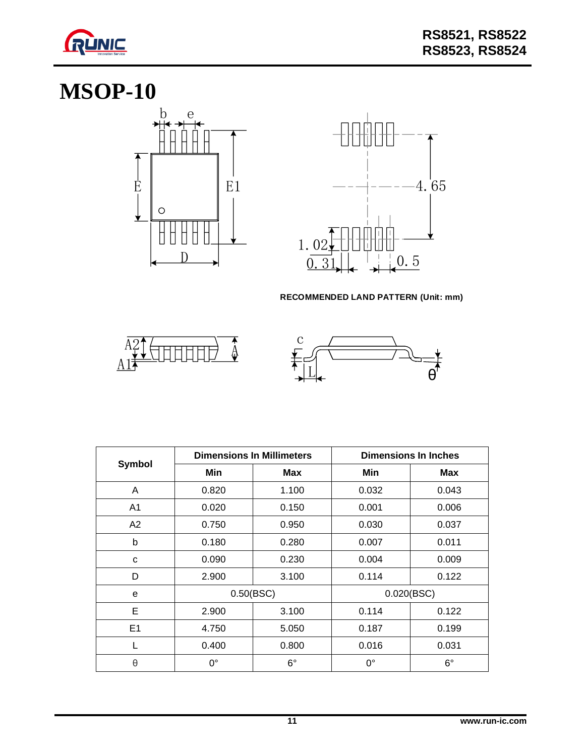# MSOP-10

b e

E E1

D

4.65

1.02

0.31 0.5

RECOMMENDED LAND PATTERN (Unit: mm)

A2 A

A1

c

L θ

| Symbol | Dimensions In Millimeters | | Dimensions In Inches | |
|---|---|---|---|---|
| | Min | Max | Min | Max |
| A | 0.820 | 1.100 | 0.032 | 0.043 |
| A1 | 0.020 | 0.150 | 0.001 | 0.006 |
| A2 | 0.750 | 0.950 | 0.030 | 0.037 |
| b | 0.180 | 0.280 | 0.007 | 0.011 |
| c | 0.090 | 0.230 | 0.004 | 0.009 |
| D | 2.900 | 3.100 | 0.114 | 0.122 |
| e | 0.50(BSC) | | 0.020(BSC) | |
| E | 2.900 | 3.100 | 0.114 | 0.122 |
| E1 | 4.750 | 5.050 | 0.187 | 0.199 |
| L | 0.400 | 0.800 | 0.016 | 0.031 |
| θ | 0° | 6° | 0° | 6° |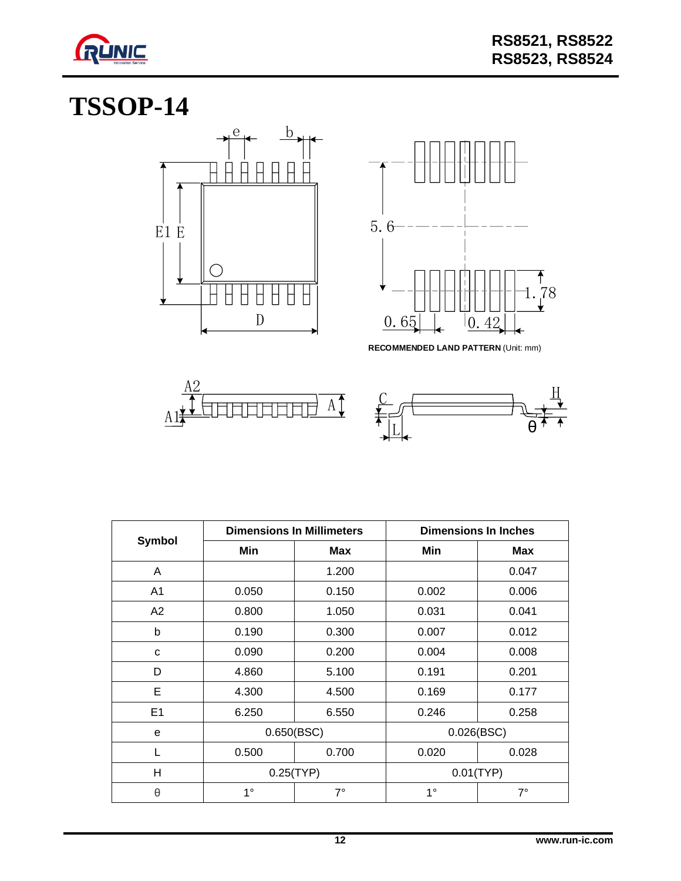# TSSOP-14

e b

E1 E

D

5.6

1.78

0.65 0.42

**RECOMMENDED LAND PATTERN** (Unit: mm)

A2 A1 A

C L H θ

| Symbol | Dimensions In Millimeters | | Dimensions In Inches | |
|---|---|---|---|---|
| | Min | Max | Min | Max |
| A | | 1.200 | | 0.047 |
| A1 | 0.050 | 0.150 | 0.002 | 0.006 |
| A2 | 0.800 | 1.050 | 0.031 | 0.041 |
| b | 0.190 | 0.300 | 0.007 | 0.012 |
| c | 0.090 | 0.200 | 0.004 | 0.008 |
| D | 4.860 | 5.100 | 0.191 | 0.201 |
| E | 4.300 | 4.500 | 0.169 | 0.177 |
| E1 | 6.250 | 6.550 | 0.246 | 0.258 |
| e | 0.650(BSC) | | 0.026(BSC) | |
| L | 0.500 | 0.700 | 0.020 | 0.028 |
| H | 0.25(TYP) | | 0.01(TYP) | |
| θ | 1° | 7° | 1° | 7° |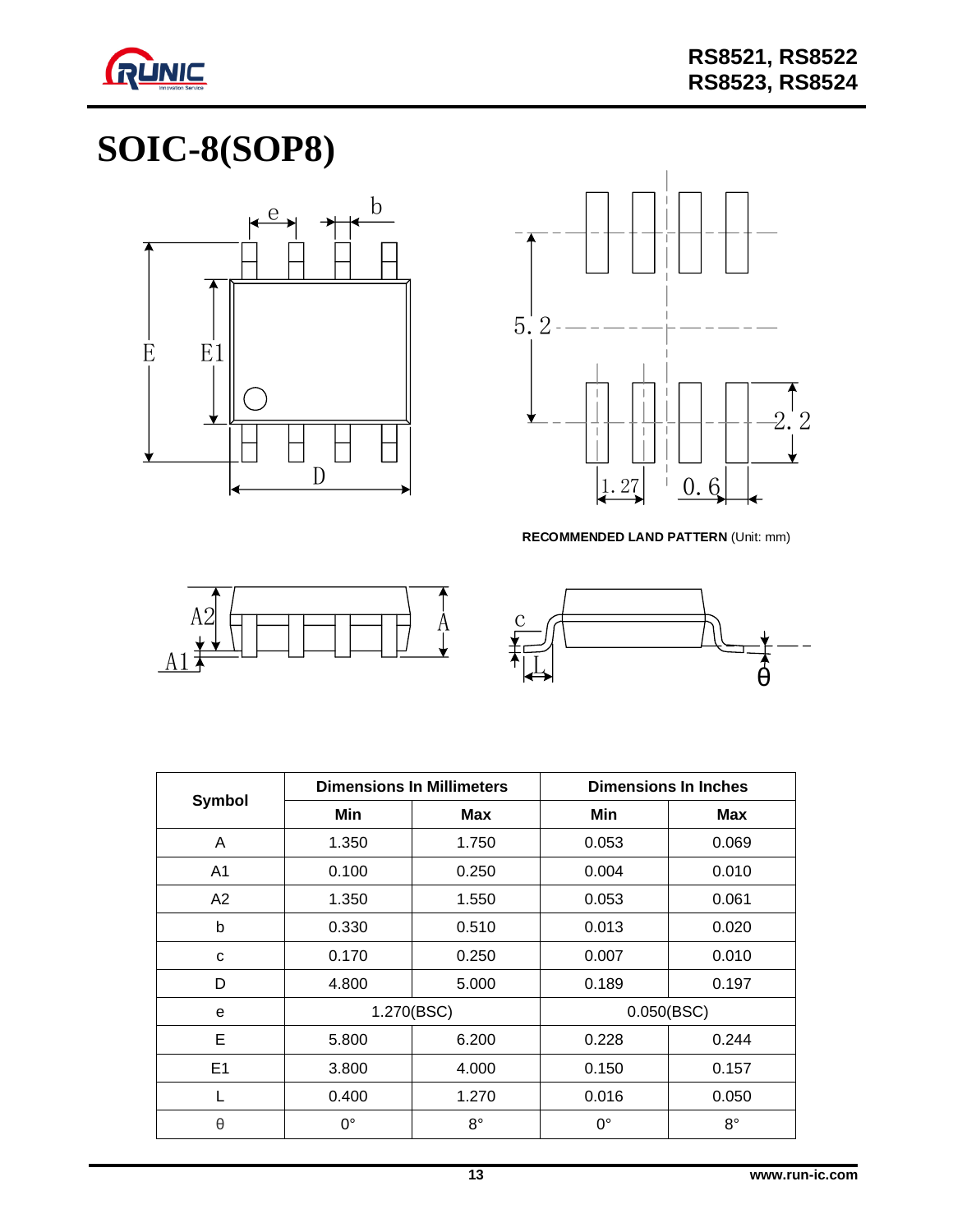# SOIC-8(SOP8)

e
b
E
E1
D

5.2
2.2
1.27
0.6

**RECOMMENDED LAND PATTERN** (Unit: mm)

A2
A1
A
c
L
θ

| Symbol | Dimensions In Millimeters | | Dimensions In Inches | |
|---|---|---|---|---|
| | Min | Max | Min | Max |
| A | 1.350 | 1.750 | 0.053 | 0.069 |
| A1 | 0.100 | 0.250 | 0.004 | 0.010 |
| A2 | 1.350 | 1.550 | 0.053 | 0.061 |
| b | 0.330 | 0.510 | 0.013 | 0.020 |
| c | 0.170 | 0.250 | 0.007 | 0.010 |
| D | 4.800 | 5.000 | 0.189 | 0.197 |
| e | 1.270(BSC) | | 0.050(BSC) | |
| E | 5.800 | 6.200 | 0.228 | 0.244 |
| E1 | 3.800 | 4.000 | 0.150 | 0.157 |
| L | 0.400 | 1.270 | 0.016 | 0.050 |
| θ | 0° | 8° | 0° | 8° |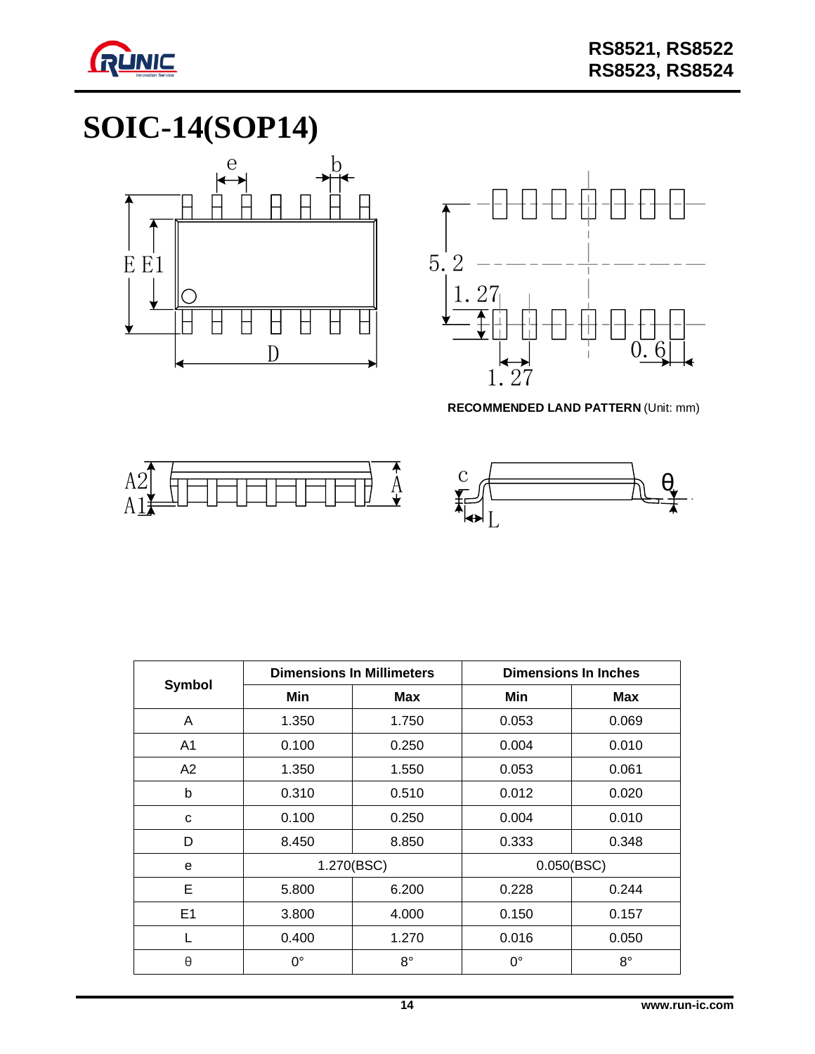# SOIC-14(SOP14)

e b

E E1

D

5.2

1.27

1.27

0.6

**RECOMMENDED LAND PATTERN** (Unit: mm)

A2 A1 A

c θ L

| Symbol | Dimensions In Millimeters | | Dimensions In Inches | |
|---|---|---|---|---|
| | **Min** | **Max** | **Min** | **Max** |
| A | 1.350 | 1.750 | 0.053 | 0.069 |
| A1 | 0.100 | 0.250 | 0.004 | 0.010 |
| A2 | 1.350 | 1.550 | 0.053 | 0.061 |
| b | 0.310 | 0.510 | 0.012 | 0.020 |
| c | 0.100 | 0.250 | 0.004 | 0.010 |
| D | 8.450 | 8.850 | 0.333 | 0.348 |
| e | 1.270(BSC) | | 0.050(BSC) | |
| E | 5.800 | 6.200 | 0.228 | 0.244 |
| E1 | 3.800 | 4.000 | 0.150 | 0.157 |
| L | 0.400 | 1.270 | 0.016 | 0.050 |
| θ | 0° | 8° | 0° | 8° |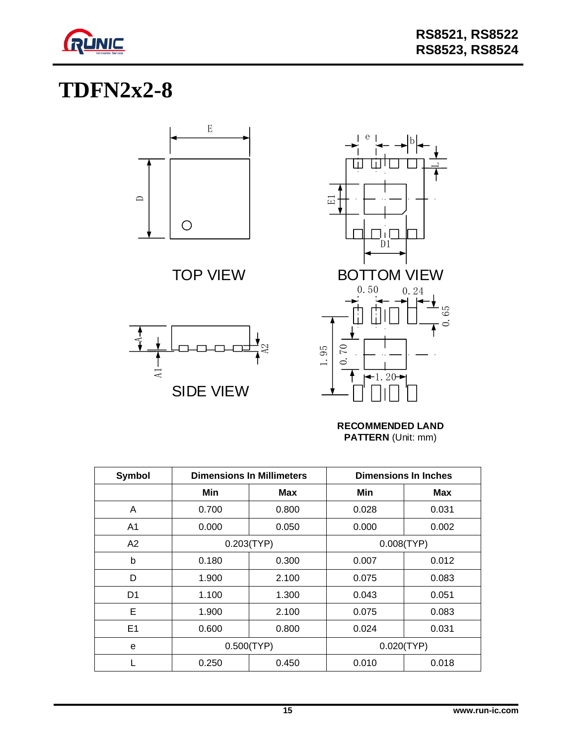# TDFN2x2-8

TOP VIEW

BOTTOM VIEW

SIDE VIEW

E

D

e

b

L

E1

D1

A

A1

A2

0.50

0.24

0.65

1.95

0.70

1.20

**RECOMMENDED LAND PATTERN** (Unit: mm)

| Symbol | Dimensions In Millimeters | | Dimensions In Inches | |
|---|---|---|---|---|
| | **Min** | **Max** | **Min** | **Max** |
| A | 0.700 | 0.800 | 0.028 | 0.031 |
| A1 | 0.000 | 0.050 | 0.000 | 0.002 |
| A2 | 0.203(TYP) | | 0.008(TYP) | |
| b | 0.180 | 0.300 | 0.007 | 0.012 |
| D | 1.900 | 2.100 | 0.075 | 0.083 |
| D1 | 1.100 | 1.300 | 0.043 | 0.051 |
| E | 1.900 | 2.100 | 0.075 | 0.083 |
| E1 | 0.600 | 0.800 | 0.024 | 0.031 |
| e | 0.500(TYP) | | 0.020(TYP) | |
| L | 0.250 | 0.450 | 0.010 | 0.018 |